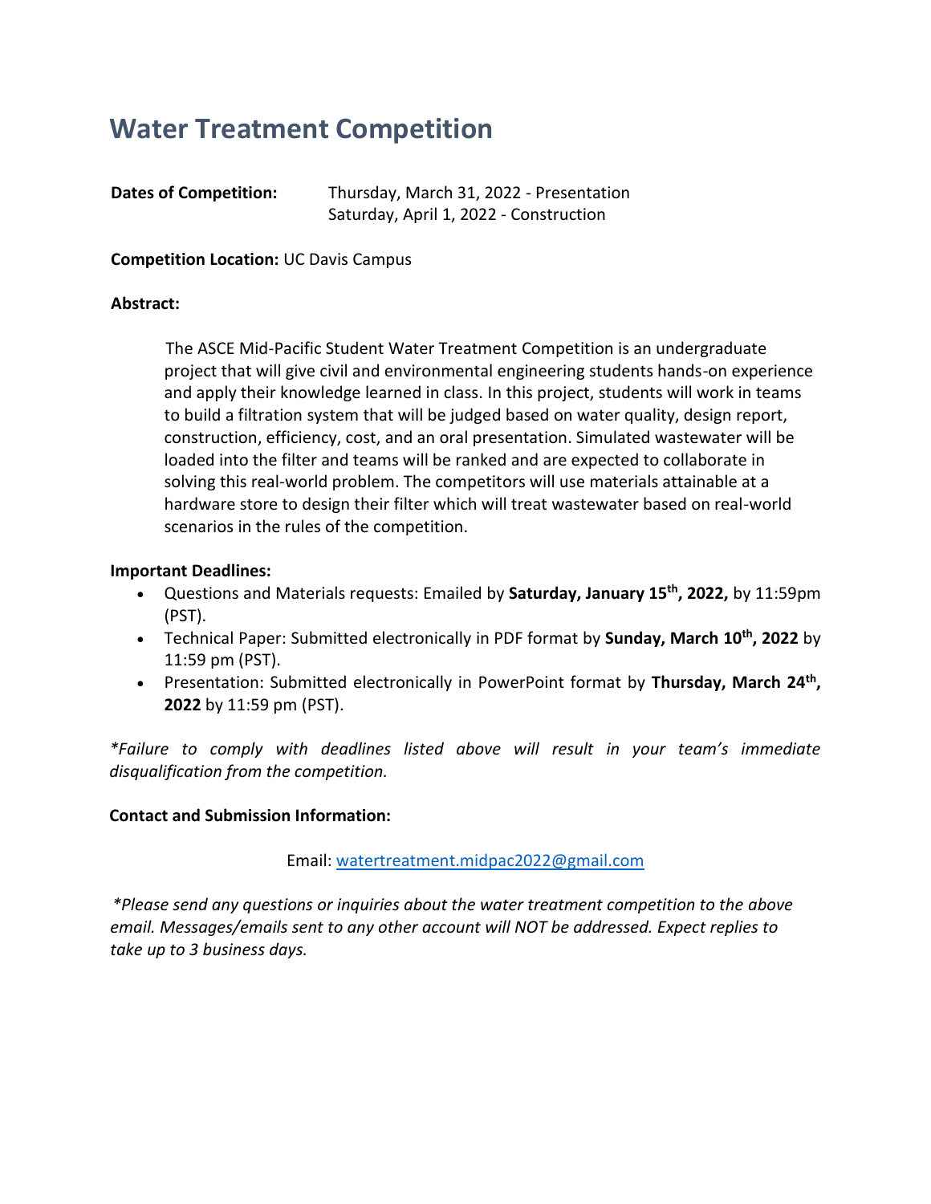# Water Treatment Competition

**Dates of Competition:** Thursday, March 31, 2022 - Presentation
Saturday, April 1, 2022 - Construction

**Competition Location:** UC Davis Campus

**Abstract:**

The ASCE Mid-Pacific Student Water Treatment Competition is an undergraduate project that will give civil and environmental engineering students hands-on experience and apply their knowledge learned in class. In this project, students will work in teams to build a filtration system that will be judged based on water quality, design report, construction, efficiency, cost, and an oral presentation. Simulated wastewater will be loaded into the filter and teams will be ranked and are expected to collaborate in solving this real-world problem. The competitors will use materials attainable at a hardware store to design their filter which will treat wastewater based on real-world scenarios in the rules of the competition.

**Important Deadlines:**

- Questions and Materials requests: Emailed by **Saturday, January 15th, 2022,** by 11:59pm (PST).
- Technical Paper: Submitted electronically in PDF format by **Sunday, March 10th, 2022** by 11:59 pm (PST).
- Presentation: Submitted electronically in PowerPoint format by **Thursday, March 24th, 2022** by 11:59 pm (PST).

*\*Failure to comply with deadlines listed above will result in your team's immediate disqualification from the competition.*

**Contact and Submission Information:**

Email: watertreatment.midpac2022@gmail.com

*\*Please send any questions or inquiries about the water treatment competition to the above email. Messages/emails sent to any other account will NOT be addressed. Expect replies to take up to 3 business days.*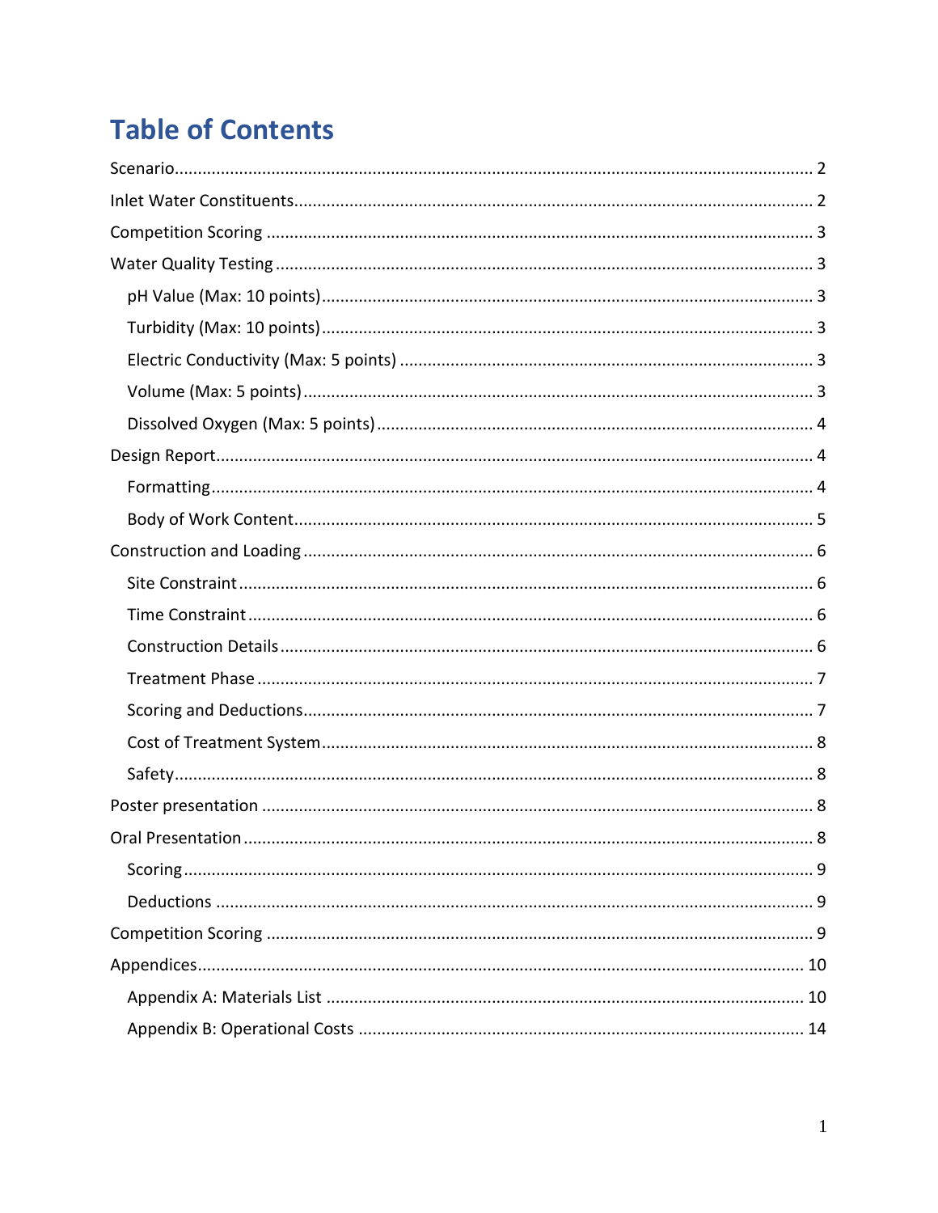# Table of Contents

- Scenario ........ 2
- Inlet Water Constituents ........ 2
- Competition Scoring ........ 3
- Water Quality Testing ........ 3
  - pH Value (Max: 10 points) ........ 3
  - Turbidity (Max: 10 points) ........ 3
  - Electric Conductivity (Max: 5 points) ........ 3
  - Volume (Max: 5 points) ........ 3
  - Dissolved Oxygen (Max: 5 points) ........ 4
- Design Report ........ 4
  - Formatting ........ 4
  - Body of Work Content ........ 5
- Construction and Loading ........ 6
  - Site Constraint ........ 6
  - Time Constraint ........ 6
  - Construction Details ........ 6
  - Treatment Phase ........ 7
  - Scoring and Deductions ........ 7
  - Cost of Treatment System ........ 8
  - Safety ........ 8
- Poster presentation ........ 8
- Oral Presentation ........ 8
  - Scoring ........ 9
  - Deductions ........ 9
- Competition Scoring ........ 9
- Appendices ........ 10
  - Appendix A: Materials List ........ 10
  - Appendix B: Operational Costs ........ 14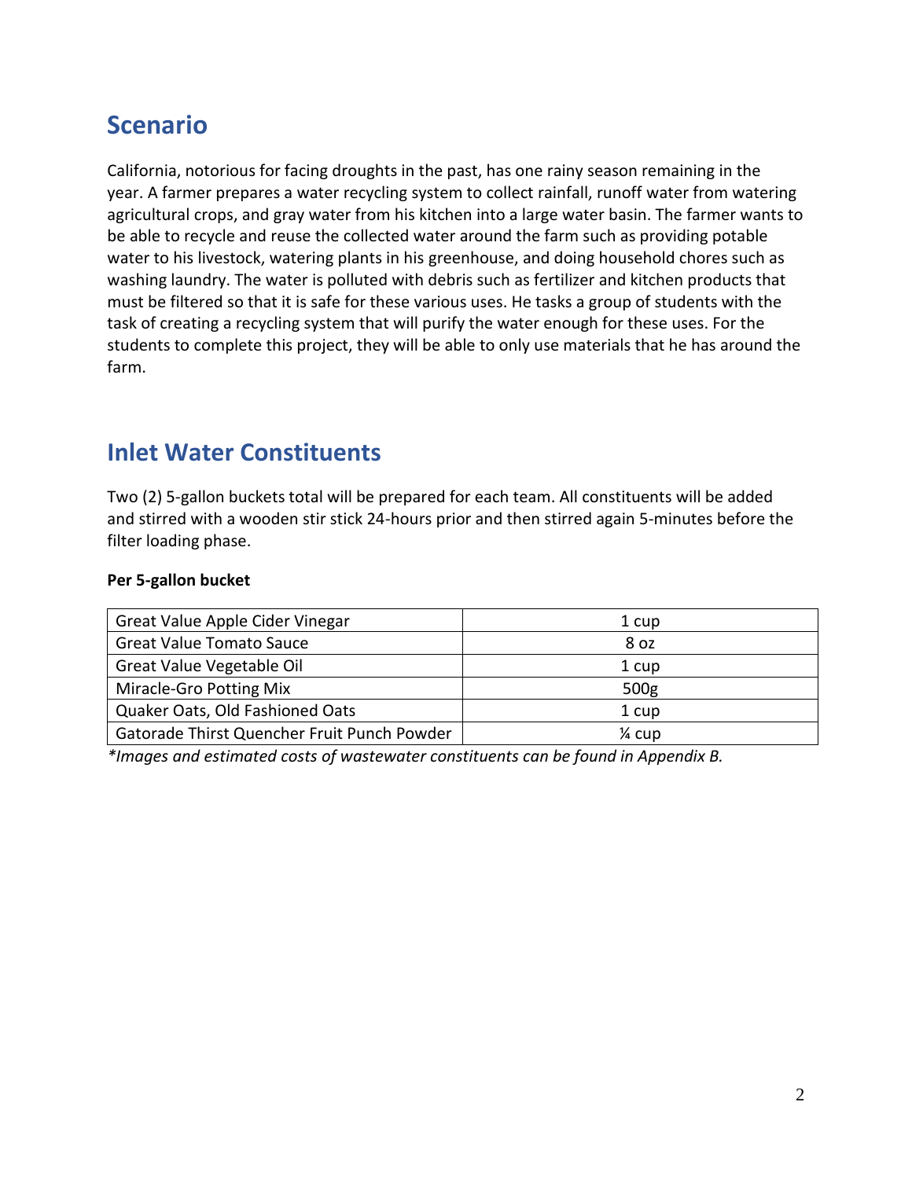## Scenario

California, notorious for facing droughts in the past, has one rainy season remaining in the year. A farmer prepares a water recycling system to collect rainfall, runoff water from watering agricultural crops, and gray water from his kitchen into a large water basin. The farmer wants to be able to recycle and reuse the collected water around the farm such as providing potable water to his livestock, watering plants in his greenhouse, and doing household chores such as washing laundry. The water is polluted with debris such as fertilizer and kitchen products that must be filtered so that it is safe for these various uses. He tasks a group of students with the task of creating a recycling system that will purify the water enough for these uses. For the students to complete this project, they will be able to only use materials that he has around the farm.

## Inlet Water Constituents

Two (2) 5-gallon buckets total will be prepared for each team. All constituents will be added and stirred with a wooden stir stick 24-hours prior and then stirred again 5-minutes before the filter loading phase.

**Per 5-gallon bucket**

| | |
|---|---|
| Great Value Apple Cider Vinegar | 1 cup |
| Great Value Tomato Sauce | 8 oz |
| Great Value Vegetable Oil | 1 cup |
| Miracle-Gro Potting Mix | 500g |
| Quaker Oats, Old Fashioned Oats | 1 cup |
| Gatorade Thirst Quencher Fruit Punch Powder | ¼ cup |

*\*Images and estimated costs of wastewater constituents can be found in Appendix B.*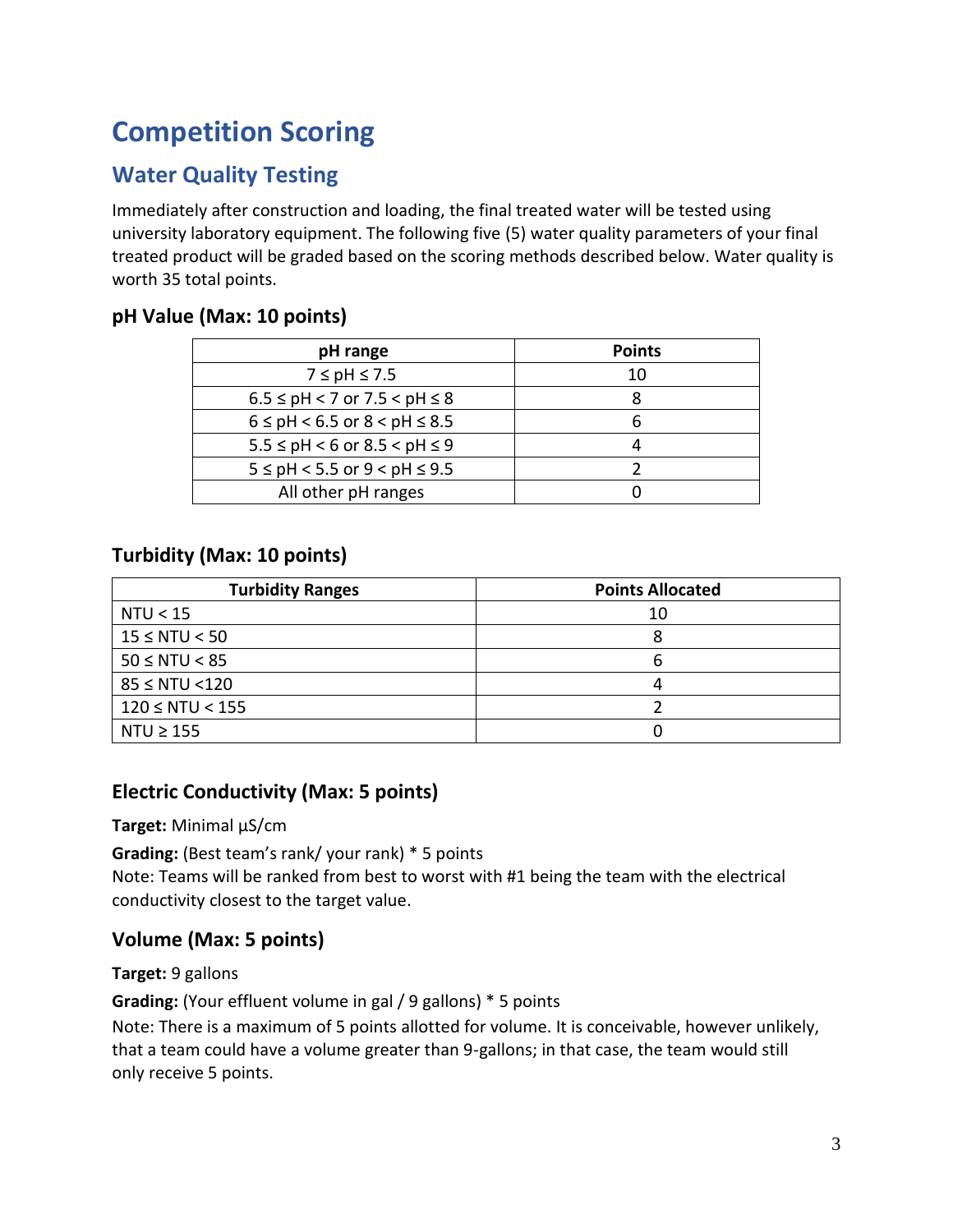# Competition Scoring

## Water Quality Testing

Immediately after construction and loading, the final treated water will be tested using university laboratory equipment. The following five (5) water quality parameters of your final treated product will be graded based on the scoring methods described below. Water quality is worth 35 total points.

### pH Value (Max: 10 points)

| pH range | Points |
| --- | --- |
| $7 \leq pH \leq 7.5$ | 10 |
| $6.5 \leq pH < 7$ or $7.5 < pH \leq 8$ | 8 |
| $6 \leq pH < 6.5$ or $8 < pH \leq 8.5$ | 6 |
| $5.5 \leq pH < 6$ or $8.5 < pH \leq 9$ | 4 |
| $5 \leq pH < 5.5$ or $9 < pH \leq 9.5$ | 2 |
| All other pH ranges | 0 |

### Turbidity (Max: 10 points)

| Turbidity Ranges | Points Allocated |
| --- | --- |
| $NTU < 15$ | 10 |
| $15 \leq NTU < 50$ | 8 |
| $50 \leq NTU < 85$ | 6 |
| $85 \leq NTU < 120$ | 4 |
| $120 \leq NTU < 155$ | 2 |
| $NTU \geq 155$ | 0 |

### Electric Conductivity (Max: 5 points)

**Target:** Minimal µS/cm

**Grading:** (Best team's rank/ your rank) * 5 points
Note: Teams will be ranked from best to worst with #1 being the team with the electrical conductivity closest to the target value.

### Volume (Max: 5 points)

**Target:** 9 gallons

**Grading:** (Your effluent volume in gal / 9 gallons) * 5 points
Note: There is a maximum of 5 points allotted for volume. It is conceivable, however unlikely, that a team could have a volume greater than 9-gallons; in that case, the team would still only receive 5 points.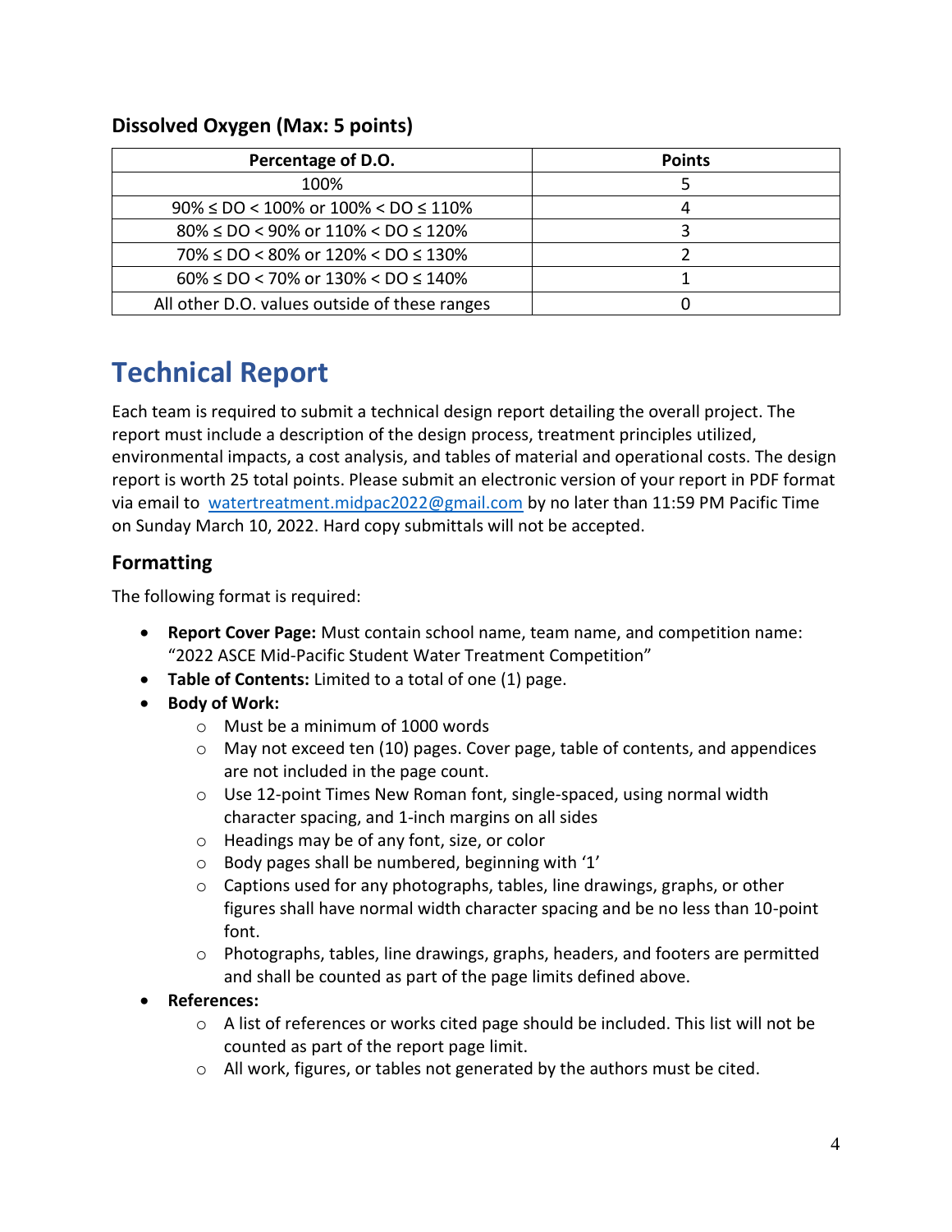### Dissolved Oxygen (Max: 5 points)

| Percentage of D.O. | Points |
|---|---|
| 100% | 5 |
| 90% ≤ DO < 100% or 100% < DO ≤ 110% | 4 |
| 80% ≤ DO < 90% or 110% < DO ≤ 120% | 3 |
| 70% ≤ DO < 80% or 120% < DO ≤ 130% | 2 |
| 60% ≤ DO < 70% or 130% < DO ≤ 140% | 1 |
| All other D.O. values outside of these ranges | 0 |

# Technical Report

Each team is required to submit a technical design report detailing the overall project. The report must include a description of the design process, treatment principles utilized, environmental impacts, a cost analysis, and tables of material and operational costs. The design report is worth 25 total points. Please submit an electronic version of your report in PDF format via email to watertreatment.midpac2022@gmail.com by no later than 11:59 PM Pacific Time on Sunday March 10, 2022. Hard copy submittals will not be accepted.

## Formatting

The following format is required:

- **Report Cover Page:** Must contain school name, team name, and competition name: "2022 ASCE Mid-Pacific Student Water Treatment Competition"
- **Table of Contents:** Limited to a total of one (1) page.
- **Body of Work:**
  - Must be a minimum of 1000 words
  - May not exceed ten (10) pages. Cover page, table of contents, and appendices are not included in the page count.
  - Use 12-point Times New Roman font, single-spaced, using normal width character spacing, and 1-inch margins on all sides
  - Headings may be of any font, size, or color
  - Body pages shall be numbered, beginning with '1'
  - Captions used for any photographs, tables, line drawings, graphs, or other figures shall have normal width character spacing and be no less than 10-point font.
  - Photographs, tables, line drawings, graphs, headers, and footers are permitted and shall be counted as part of the page limits defined above.
- **References:**
  - A list of references or works cited page should be included. This list will not be counted as part of the report page limit.
  - All work, figures, or tables not generated by the authors must be cited.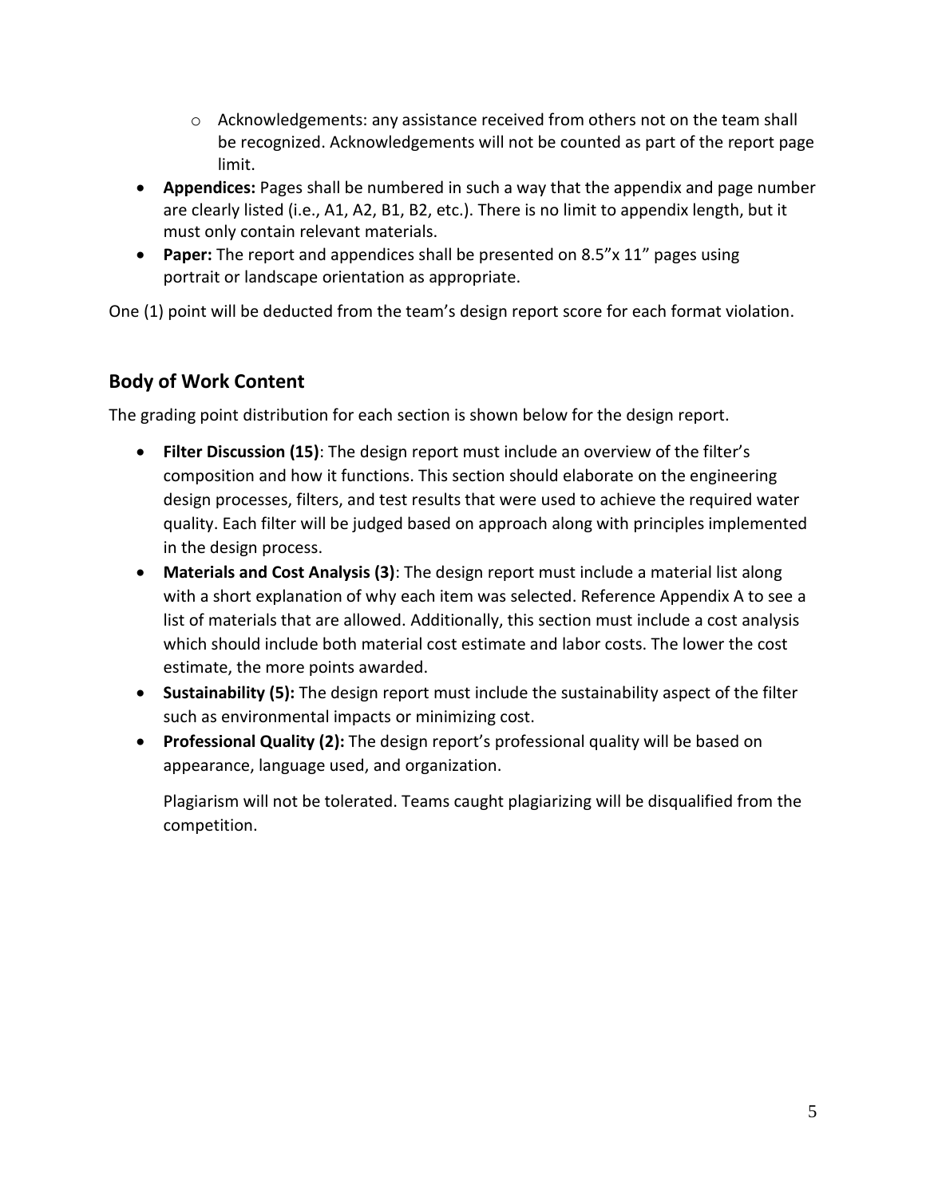- Acknowledgements: any assistance received from others not on the team shall be recognized. Acknowledgements will not be counted as part of the report page limit.
- **Appendices:** Pages shall be numbered in such a way that the appendix and page number are clearly listed (i.e., A1, A2, B1, B2, etc.). There is no limit to appendix length, but it must only contain relevant materials.
- **Paper:** The report and appendices shall be presented on 8.5"x 11" pages using portrait or landscape orientation as appropriate.

One (1) point will be deducted from the team's design report score for each format violation.

## Body of Work Content

The grading point distribution for each section is shown below for the design report.

- **Filter Discussion (15)**: The design report must include an overview of the filter's composition and how it functions. This section should elaborate on the engineering design processes, filters, and test results that were used to achieve the required water quality. Each filter will be judged based on approach along with principles implemented in the design process.
- **Materials and Cost Analysis (3)**: The design report must include a material list along with a short explanation of why each item was selected. Reference Appendix A to see a list of materials that are allowed. Additionally, this section must include a cost analysis which should include both material cost estimate and labor costs. The lower the cost estimate, the more points awarded.
- **Sustainability (5):** The design report must include the sustainability aspect of the filter such as environmental impacts or minimizing cost.
- **Professional Quality (2):** The design report's professional quality will be based on appearance, language used, and organization.

  Plagiarism will not be tolerated. Teams caught plagiarizing will be disqualified from the competition.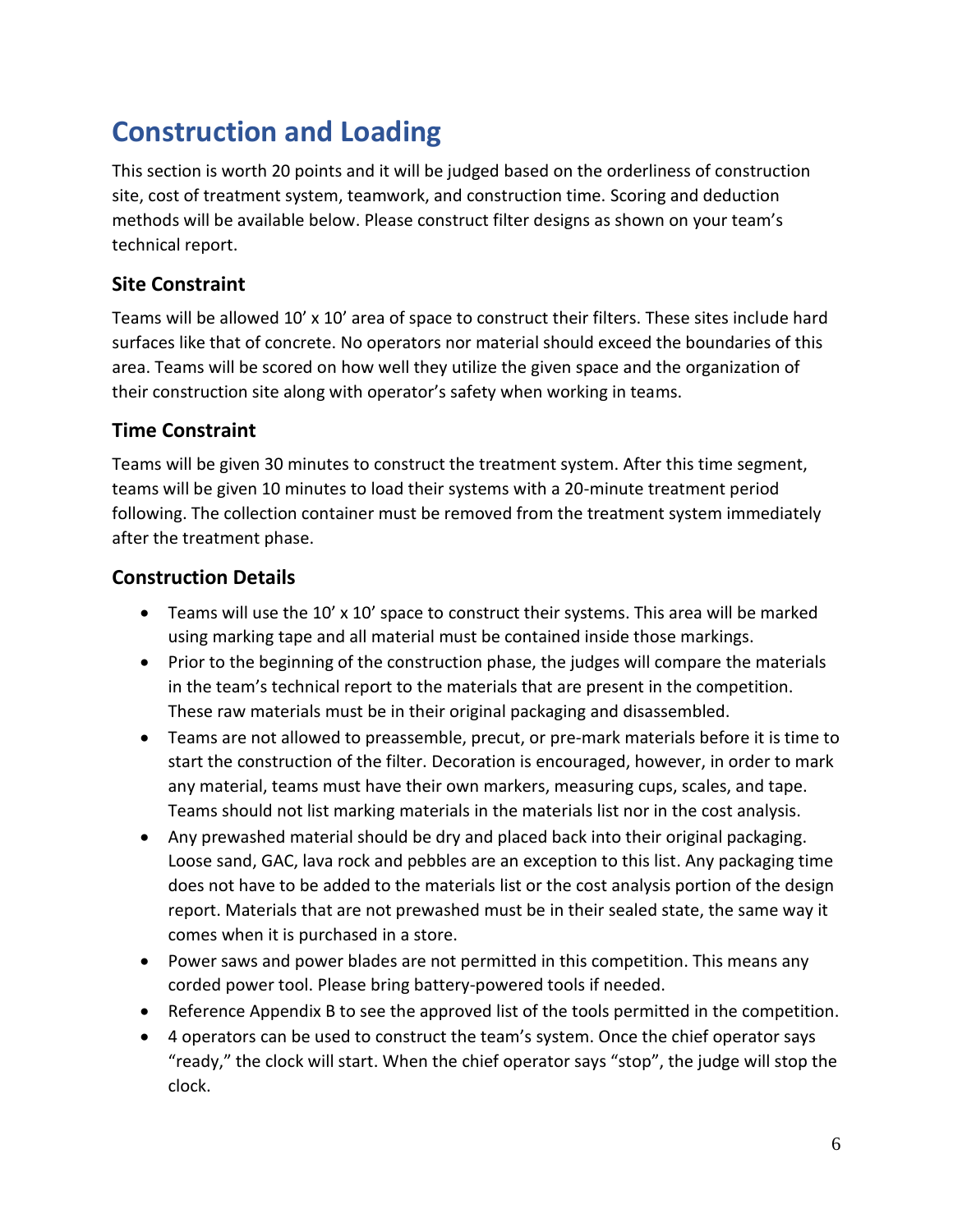# Construction and Loading

This section is worth 20 points and it will be judged based on the orderliness of construction site, cost of treatment system, teamwork, and construction time. Scoring and deduction methods will be available below. Please construct filter designs as shown on your team's technical report.

## Site Constraint

Teams will be allowed 10' x 10' area of space to construct their filters. These sites include hard surfaces like that of concrete. No operators nor material should exceed the boundaries of this area. Teams will be scored on how well they utilize the given space and the organization of their construction site along with operator's safety when working in teams.

## Time Constraint

Teams will be given 30 minutes to construct the treatment system. After this time segment, teams will be given 10 minutes to load their systems with a 20-minute treatment period following. The collection container must be removed from the treatment system immediately after the treatment phase.

## Construction Details

- Teams will use the 10' x 10' space to construct their systems. This area will be marked using marking tape and all material must be contained inside those markings.
- Prior to the beginning of the construction phase, the judges will compare the materials in the team's technical report to the materials that are present in the competition. These raw materials must be in their original packaging and disassembled.
- Teams are not allowed to preassemble, precut, or pre-mark materials before it is time to start the construction of the filter. Decoration is encouraged, however, in order to mark any material, teams must have their own markers, measuring cups, scales, and tape. Teams should not list marking materials in the materials list nor in the cost analysis.
- Any prewashed material should be dry and placed back into their original packaging. Loose sand, GAC, lava rock and pebbles are an exception to this list. Any packaging time does not have to be added to the materials list or the cost analysis portion of the design report. Materials that are not prewashed must be in their sealed state, the same way it comes when it is purchased in a store.
- Power saws and power blades are not permitted in this competition. This means any corded power tool. Please bring battery-powered tools if needed.
- Reference Appendix B to see the approved list of the tools permitted in the competition.
- 4 operators can be used to construct the team's system. Once the chief operator says "ready," the clock will start. When the chief operator says "stop", the judge will stop the clock.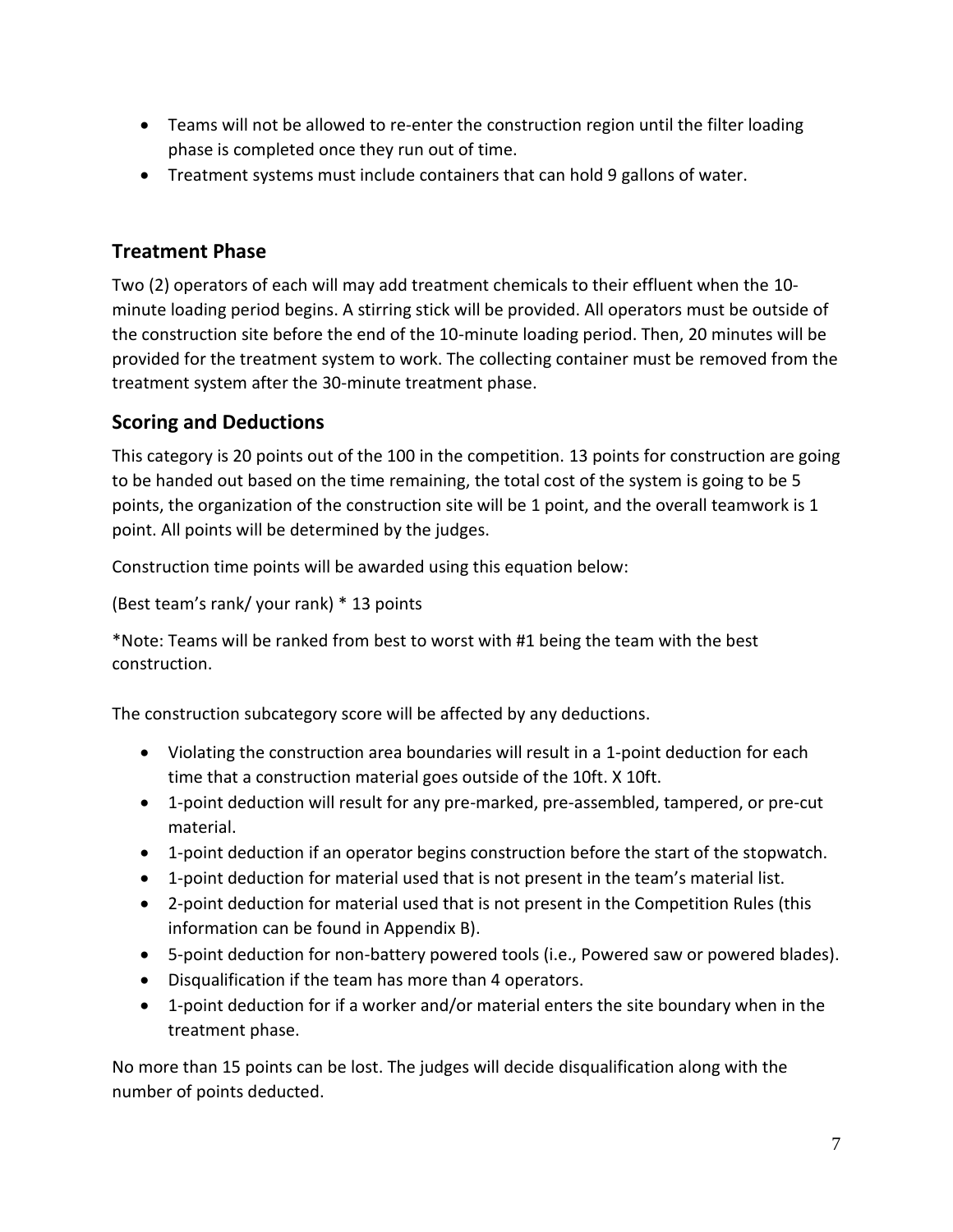- Teams will not be allowed to re-enter the construction region until the filter loading phase is completed once they run out of time.
- Treatment systems must include containers that can hold 9 gallons of water.

## Treatment Phase

Two (2) operators of each will may add treatment chemicals to their effluent when the 10-minute loading period begins. A stirring stick will be provided. All operators must be outside of the construction site before the end of the 10-minute loading period. Then, 20 minutes will be provided for the treatment system to work. The collecting container must be removed from the treatment system after the 30-minute treatment phase.

## Scoring and Deductions

This category is 20 points out of the 100 in the competition. 13 points for construction are going to be handed out based on the time remaining, the total cost of the system is going to be 5 points, the organization of the construction site will be 1 point, and the overall teamwork is 1 point. All points will be determined by the judges.

Construction time points will be awarded using this equation below:

(Best team's rank/ your rank) * 13 points

*Note: Teams will be ranked from best to worst with #1 being the team with the best construction.

The construction subcategory score will be affected by any deductions.

- Violating the construction area boundaries will result in a 1-point deduction for each time that a construction material goes outside of the 10ft. X 10ft.
- 1-point deduction will result for any pre-marked, pre-assembled, tampered, or pre-cut material.
- 1-point deduction if an operator begins construction before the start of the stopwatch.
- 1-point deduction for material used that is not present in the team's material list.
- 2-point deduction for material used that is not present in the Competition Rules (this information can be found in Appendix B).
- 5-point deduction for non-battery powered tools (i.e., Powered saw or powered blades).
- Disqualification if the team has more than 4 operators.
- 1-point deduction for if a worker and/or material enters the site boundary when in the treatment phase.

No more than 15 points can be lost. The judges will decide disqualification along with the number of points deducted.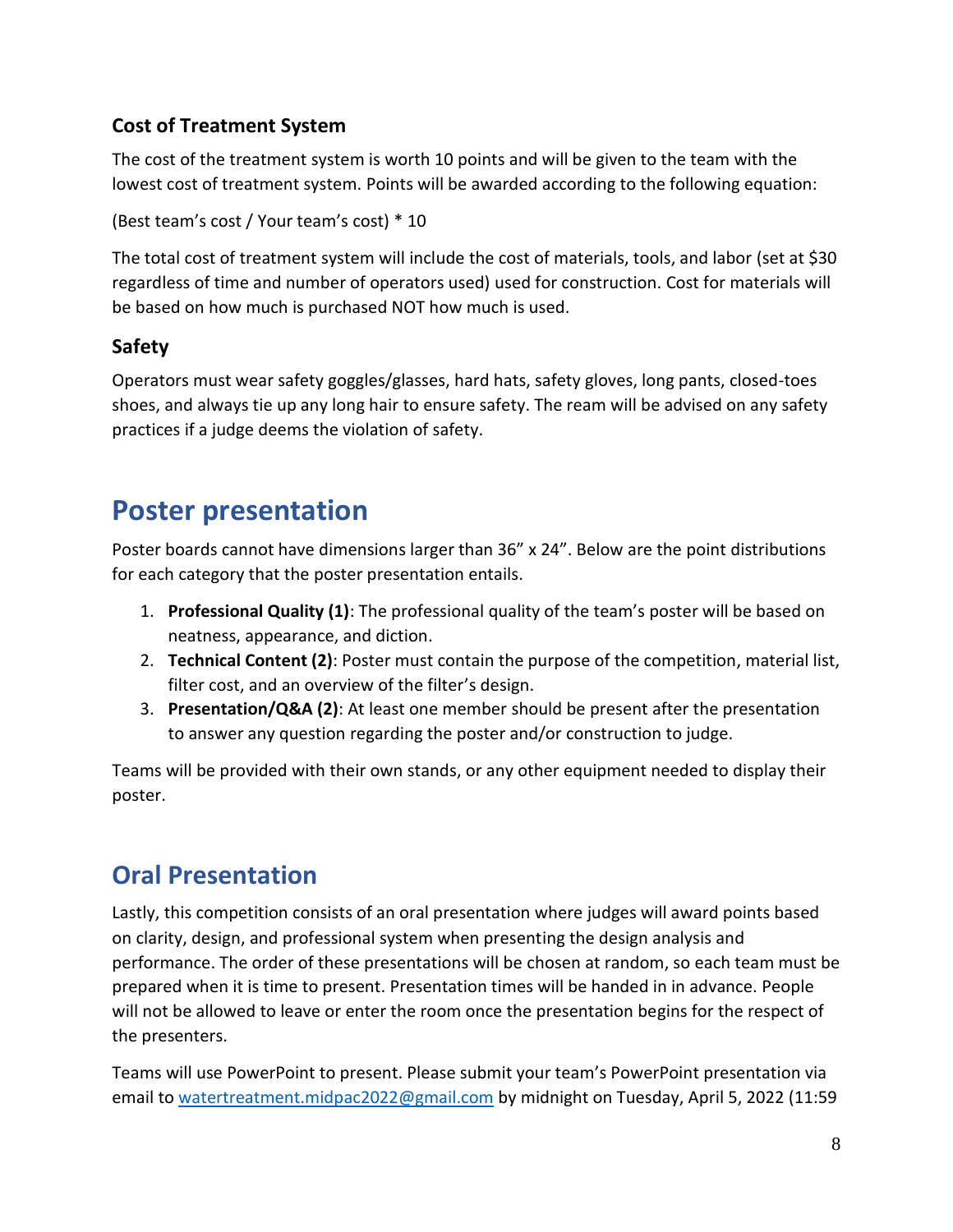### Cost of Treatment System

The cost of the treatment system is worth 10 points and will be given to the team with the lowest cost of treatment system. Points will be awarded according to the following equation:

(Best team's cost / Your team's cost) * 10

The total cost of treatment system will include the cost of materials, tools, and labor (set at $30 regardless of time and number of operators used) used for construction. Cost for materials will be based on how much is purchased NOT how much is used.

### Safety

Operators must wear safety goggles/glasses, hard hats, safety gloves, long pants, closed-toes shoes, and always tie up any long hair to ensure safety. The ream will be advised on any safety practices if a judge deems the violation of safety.

## Poster presentation

Poster boards cannot have dimensions larger than 36" x 24". Below are the point distributions for each category that the poster presentation entails.

1. **Professional Quality (1)**: The professional quality of the team's poster will be based on neatness, appearance, and diction.
2. **Technical Content (2)**: Poster must contain the purpose of the competition, material list, filter cost, and an overview of the filter's design.
3. **Presentation/Q&A (2)**: At least one member should be present after the presentation to answer any question regarding the poster and/or construction to judge.

Teams will be provided with their own stands, or any other equipment needed to display their poster.

## Oral Presentation

Lastly, this competition consists of an oral presentation where judges will award points based on clarity, design, and professional system when presenting the design analysis and performance. The order of these presentations will be chosen at random, so each team must be prepared when it is time to present. Presentation times will be handed in in advance. People will not be allowed to leave or enter the room once the presentation begins for the respect of the presenters.

Teams will use PowerPoint to present. Please submit your team's PowerPoint presentation via email to watertreatment.midpac2022@gmail.com by midnight on Tuesday, April 5, 2022 (11:59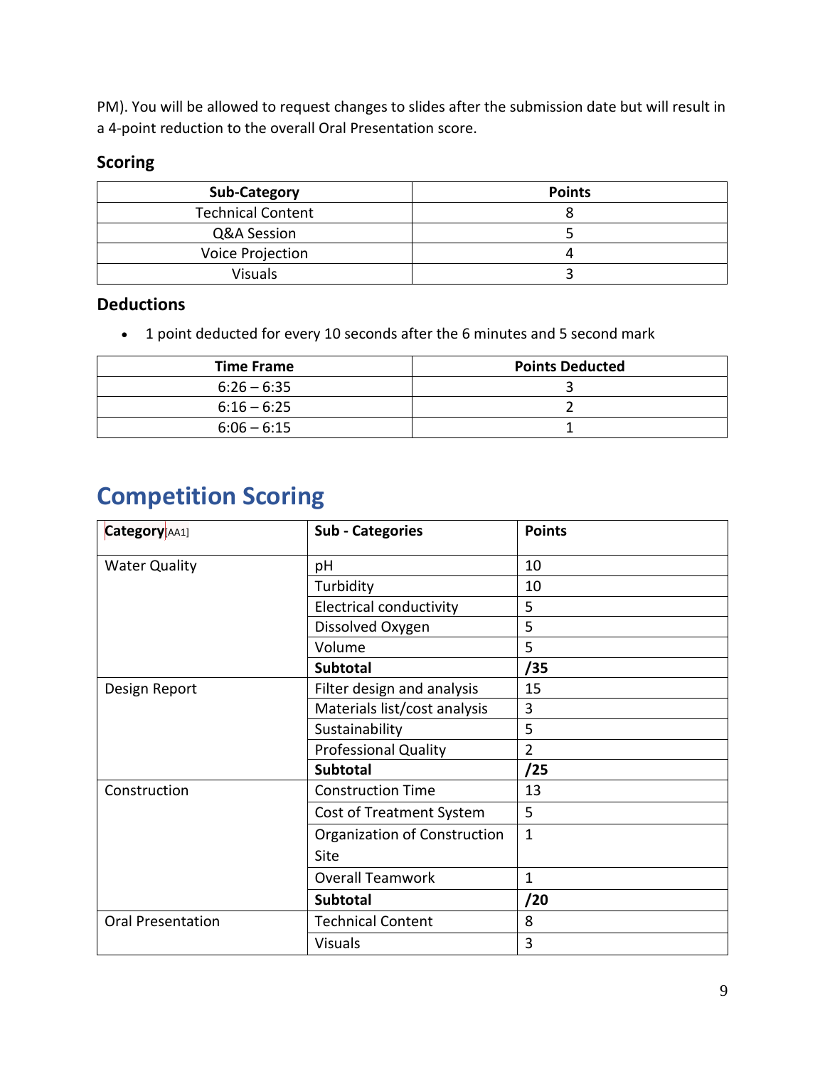PM). You will be allowed to request changes to slides after the submission date but will result in a 4-point reduction to the overall Oral Presentation score.

### Scoring

| Sub-Category | Points |
|---|---|
| Technical Content | 8 |
| Q&A Session | 5 |
| Voice Projection | 4 |
| Visuals | 3 |

### Deductions

- 1 point deducted for every 10 seconds after the 6 minutes and 5 second mark

| Time Frame | Points Deducted |
|---|---|
| 6:26 – 6:35 | 3 |
| 6:16 – 6:25 | 2 |
| 6:06 – 6:15 | 1 |

## Competition Scoring

| Category[AA1] | Sub - Categories | Points |
|---|---|---|
| Water Quality | pH | 10 |
| | Turbidity | 10 |
| | Electrical conductivity | 5 |
| | Dissolved Oxygen | 5 |
| | Volume | 5 |
| | **Subtotal** | **/35** |
| Design Report | Filter design and analysis | 15 |
| | Materials list/cost analysis | 3 |
| | Sustainability | 5 |
| | Professional Quality | 2 |
| | **Subtotal** | **/25** |
| Construction | Construction Time | 13 |
| | Cost of Treatment System | 5 |
| | Organization of Construction Site | 1 |
| | Overall Teamwork | 1 |
| | **Subtotal** | **/20** |
| Oral Presentation | Technical Content | 8 |
| | Visuals | 3 |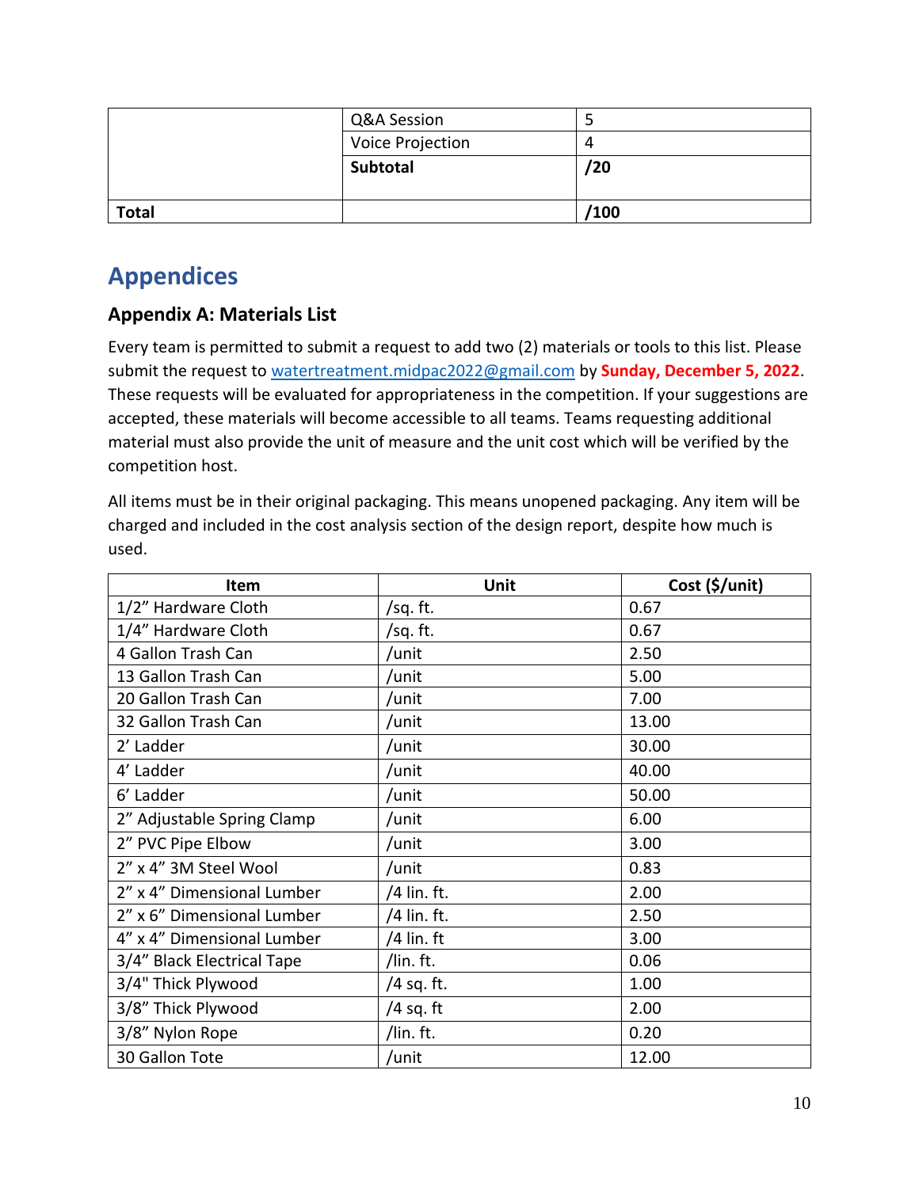| | Q&A Session | 5 |
|---|---|---|
| | Voice Projection | 4 |
| | **Subtotal** | **/20** |
| **Total** | | **/100** |

# Appendices

## Appendix A: Materials List

Every team is permitted to submit a request to add two (2) materials or tools to this list. Please submit the request to watertreatment.midpac2022@gmail.com by **Sunday, December 5, 2022**. These requests will be evaluated for appropriateness in the competition. If your suggestions are accepted, these materials will become accessible to all teams. Teams requesting additional material must also provide the unit of measure and the unit cost which will be verified by the competition host.

All items must be in their original packaging. This means unopened packaging. Any item will be charged and included in the cost analysis section of the design report, despite how much is used.

| Item | Unit | Cost ($/unit) |
|---|---|---|
| 1/2" Hardware Cloth | /sq. ft. | 0.67 |
| 1/4" Hardware Cloth | /sq. ft. | 0.67 |
| 4 Gallon Trash Can | /unit | 2.50 |
| 13 Gallon Trash Can | /unit | 5.00 |
| 20 Gallon Trash Can | /unit | 7.00 |
| 32 Gallon Trash Can | /unit | 13.00 |
| 2' Ladder | /unit | 30.00 |
| 4' Ladder | /unit | 40.00 |
| 6' Ladder | /unit | 50.00 |
| 2" Adjustable Spring Clamp | /unit | 6.00 |
| 2" PVC Pipe Elbow | /unit | 3.00 |
| 2" x 4" 3M Steel Wool | /unit | 0.83 |
| 2" x 4" Dimensional Lumber | /4 lin. ft. | 2.00 |
| 2" x 6" Dimensional Lumber | /4 lin. ft. | 2.50 |
| 4" x 4" Dimensional Lumber | /4 lin. ft | 3.00 |
| 3/4" Black Electrical Tape | /lin. ft. | 0.06 |
| 3/4" Thick Plywood | /4 sq. ft. | 1.00 |
| 3/8" Thick Plywood | /4 sq. ft | 2.00 |
| 3/8" Nylon Rope | /lin. ft. | 0.20 |
| 30 Gallon Tote | /unit | 12.00 |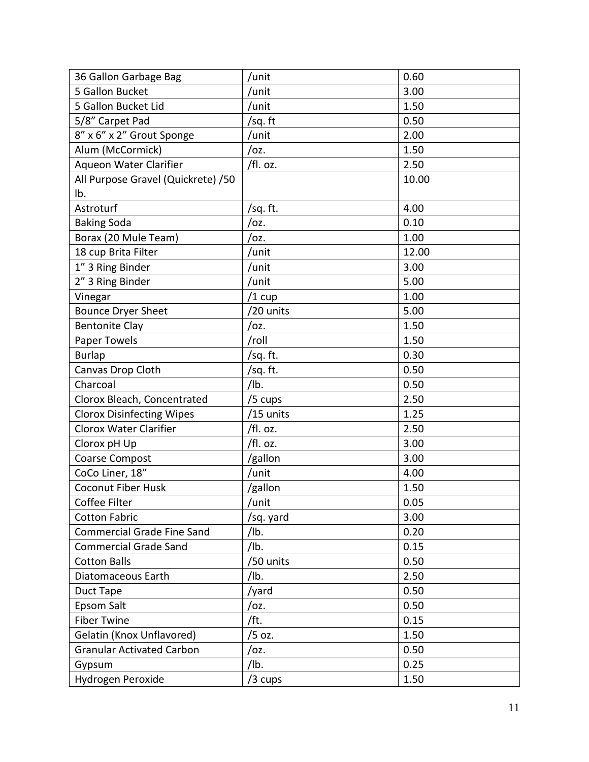| 36 Gallon Garbage Bag | /unit | 0.60 |
|---|---|---|
| 5 Gallon Bucket | /unit | 3.00 |
| 5 Gallon Bucket Lid | /unit | 1.50 |
| 5/8" Carpet Pad | /sq. ft | 0.50 |
| 8" x 6" x 2" Grout Sponge | /unit | 2.00 |
| Alum (McCormick) | /oz. | 1.50 |
| Aqueon Water Clarifier | /fl. oz. | 2.50 |
| All Purpose Gravel (Quickrete) /50 lb. | | 10.00 |
| Astroturf | /sq. ft. | 4.00 |
| Baking Soda | /oz. | 0.10 |
| Borax (20 Mule Team) | /oz. | 1.00 |
| 18 cup Brita Filter | /unit | 12.00 |
| 1" 3 Ring Binder | /unit | 3.00 |
| 2" 3 Ring Binder | /unit | 5.00 |
| Vinegar | /1 cup | 1.00 |
| Bounce Dryer Sheet | /20 units | 5.00 |
| Bentonite Clay | /oz. | 1.50 |
| Paper Towels | /roll | 1.50 |
| Burlap | /sq. ft. | 0.30 |
| Canvas Drop Cloth | /sq. ft. | 0.50 |
| Charcoal | /lb. | 0.50 |
| Clorox Bleach, Concentrated | /5 cups | 2.50 |
| Clorox Disinfecting Wipes | /15 units | 1.25 |
| Clorox Water Clarifier | /fl. oz. | 2.50 |
| Clorox pH Up | /fl. oz. | 3.00 |
| Coarse Compost | /gallon | 3.00 |
| CoCo Liner, 18" | /unit | 4.00 |
| Coconut Fiber Husk | /gallon | 1.50 |
| Coffee Filter | /unit | 0.05 |
| Cotton Fabric | /sq. yard | 3.00 |
| Commercial Grade Fine Sand | /lb. | 0.20 |
| Commercial Grade Sand | /lb. | 0.15 |
| Cotton Balls | /50 units | 0.50 |
| Diatomaceous Earth | /lb. | 2.50 |
| Duct Tape | /yard | 0.50 |
| Epsom Salt | /oz. | 0.50 |
| Fiber Twine | /ft. | 0.15 |
| Gelatin (Knox Unflavored) | /5 oz. | 1.50 |
| Granular Activated Carbon | /oz. | 0.50 |
| Gypsum | /lb. | 0.25 |
| Hydrogen Peroxide | /3 cups | 1.50 |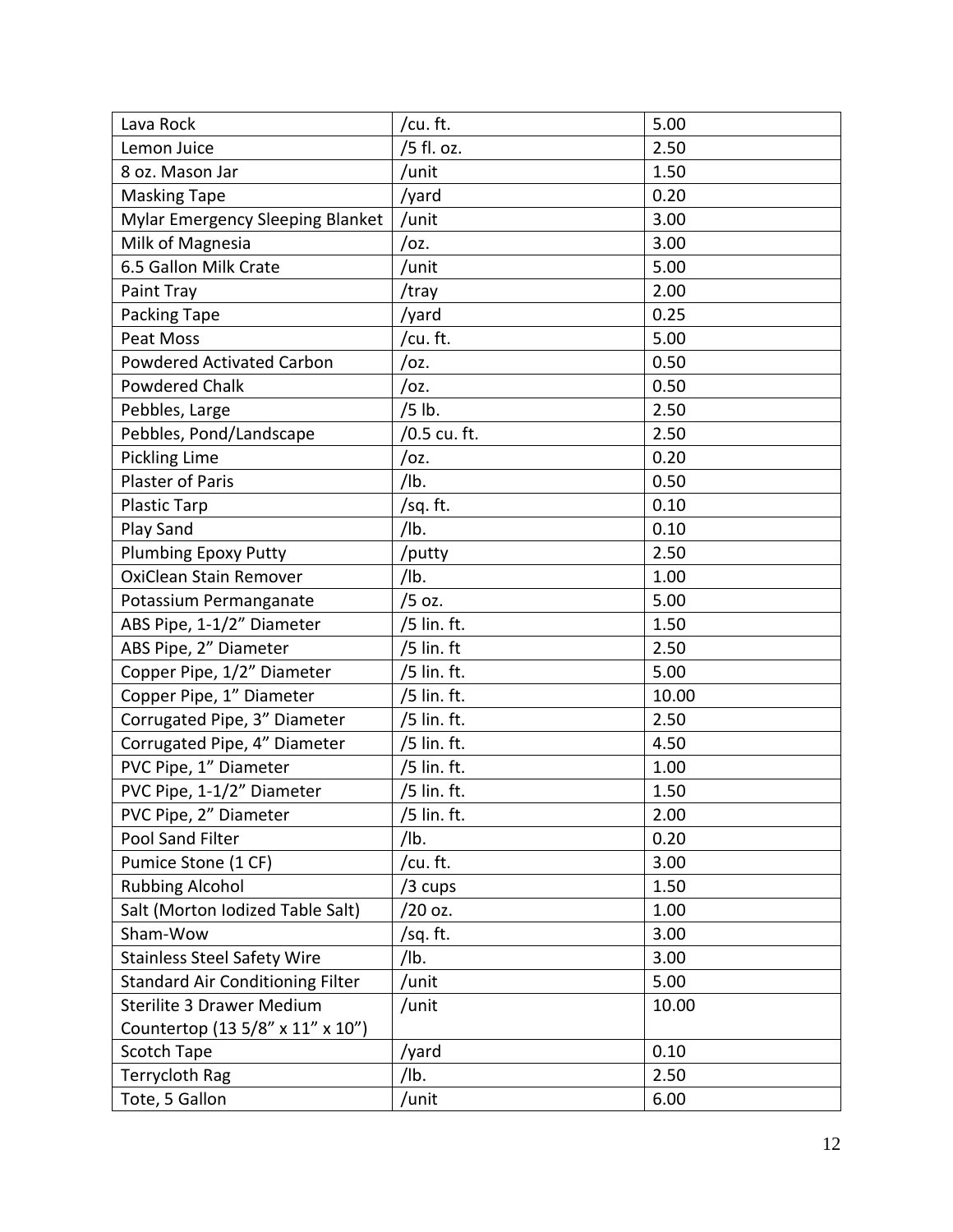| Lava Rock | /cu. ft. | 5.00 |
|---|---|---|
| Lemon Juice | /5 fl. oz. | 2.50 |
| 8 oz. Mason Jar | /unit | 1.50 |
| Masking Tape | /yard | 0.20 |
| Mylar Emergency Sleeping Blanket | /unit | 3.00 |
| Milk of Magnesia | /oz. | 3.00 |
| 6.5 Gallon Milk Crate | /unit | 5.00 |
| Paint Tray | /tray | 2.00 |
| Packing Tape | /yard | 0.25 |
| Peat Moss | /cu. ft. | 5.00 |
| Powdered Activated Carbon | /oz. | 0.50 |
| Powdered Chalk | /oz. | 0.50 |
| Pebbles, Large | /5 lb. | 2.50 |
| Pebbles, Pond/Landscape | /0.5 cu. ft. | 2.50 |
| Pickling Lime | /oz. | 0.20 |
| Plaster of Paris | /lb. | 0.50 |
| Plastic Tarp | /sq. ft. | 0.10 |
| Play Sand | /lb. | 0.10 |
| Plumbing Epoxy Putty | /putty | 2.50 |
| OxiClean Stain Remover | /lb. | 1.00 |
| Potassium Permanganate | /5 oz. | 5.00 |
| ABS Pipe, 1-1/2" Diameter | /5 lin. ft. | 1.50 |
| ABS Pipe, 2" Diameter | /5 lin. ft | 2.50 |
| Copper Pipe, 1/2" Diameter | /5 lin. ft. | 5.00 |
| Copper Pipe, 1" Diameter | /5 lin. ft. | 10.00 |
| Corrugated Pipe, 3" Diameter | /5 lin. ft. | 2.50 |
| Corrugated Pipe, 4" Diameter | /5 lin. ft. | 4.50 |
| PVC Pipe, 1" Diameter | /5 lin. ft. | 1.00 |
| PVC Pipe, 1-1/2" Diameter | /5 lin. ft. | 1.50 |
| PVC Pipe, 2" Diameter | /5 lin. ft. | 2.00 |
| Pool Sand Filter | /lb. | 0.20 |
| Pumice Stone (1 CF) | /cu. ft. | 3.00 |
| Rubbing Alcohol | /3 cups | 1.50 |
| Salt (Morton Iodized Table Salt) | /20 oz. | 1.00 |
| Sham-Wow | /sq. ft. | 3.00 |
| Stainless Steel Safety Wire | /lb. | 3.00 |
| Standard Air Conditioning Filter | /unit | 5.00 |
| Sterilite 3 Drawer Medium Countertop (13 5/8" x 11" x 10") | /unit | 10.00 |
| Scotch Tape | /yard | 0.10 |
| Terrycloth Rag | /lb. | 2.50 |
| Tote, 5 Gallon | /unit | 6.00 |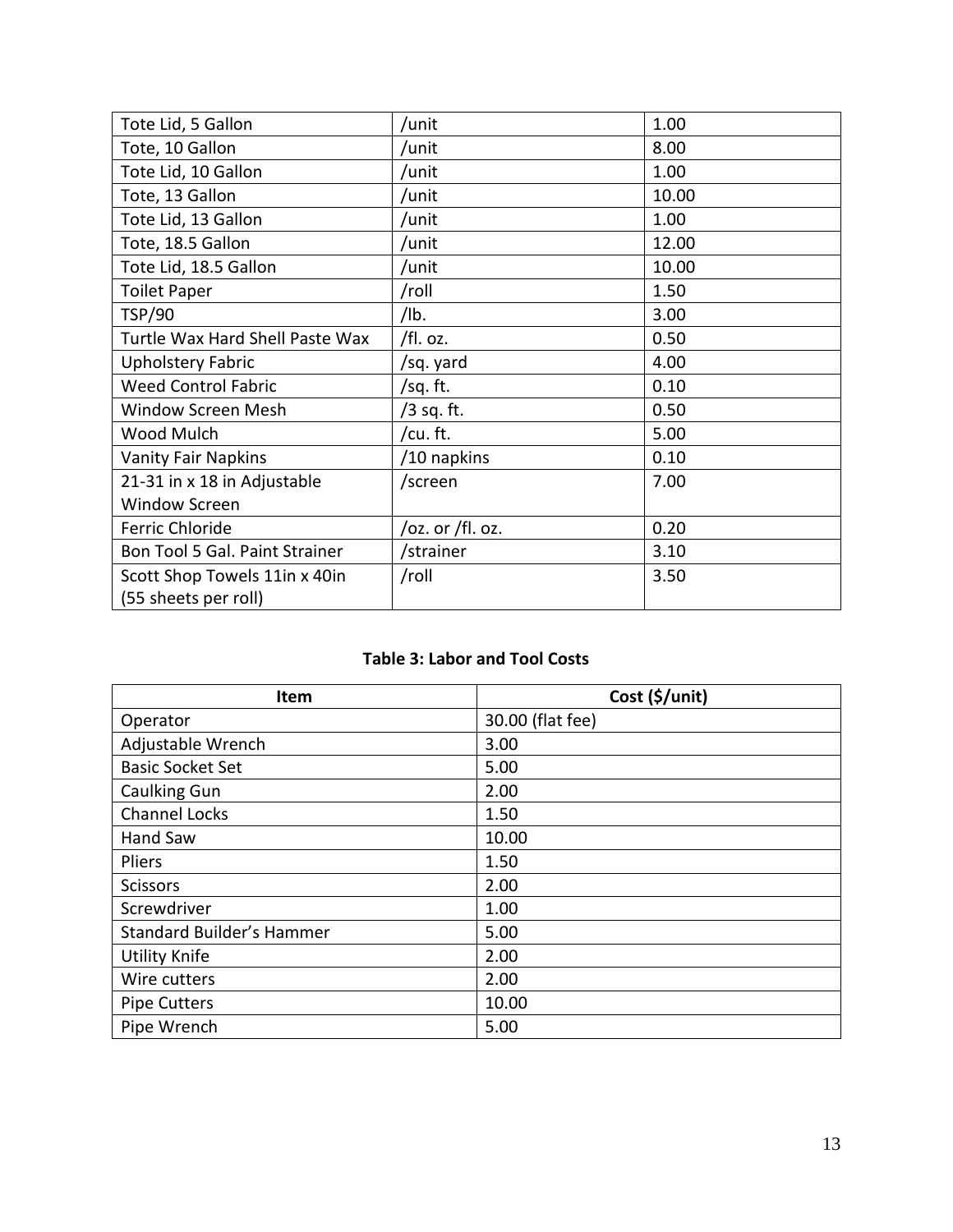| Tote Lid, 5 Gallon | /unit | 1.00 |
|---|---|---|
| Tote, 10 Gallon | /unit | 8.00 |
| Tote Lid, 10 Gallon | /unit | 1.00 |
| Tote, 13 Gallon | /unit | 10.00 |
| Tote Lid, 13 Gallon | /unit | 1.00 |
| Tote, 18.5 Gallon | /unit | 12.00 |
| Tote Lid, 18.5 Gallon | /unit | 10.00 |
| Toilet Paper | /roll | 1.50 |
| TSP/90 | /lb. | 3.00 |
| Turtle Wax Hard Shell Paste Wax | /fl. oz. | 0.50 |
| Upholstery Fabric | /sq. yard | 4.00 |
| Weed Control Fabric | /sq. ft. | 0.10 |
| Window Screen Mesh | /3 sq. ft. | 0.50 |
| Wood Mulch | /cu. ft. | 5.00 |
| Vanity Fair Napkins | /10 napkins | 0.10 |
| 21-31 in x 18 in Adjustable Window Screen | /screen | 7.00 |
| Ferric Chloride | /oz. or /fl. oz. | 0.20 |
| Bon Tool 5 Gal. Paint Strainer | /strainer | 3.10 |
| Scott Shop Towels 11in x 40in (55 sheets per roll) | /roll | 3.50 |

**Table 3: Labor and Tool Costs**

| Item | Cost ($/unit) |
|---|---|
| Operator | 30.00 (flat fee) |
| Adjustable Wrench | 3.00 |
| Basic Socket Set | 5.00 |
| Caulking Gun | 2.00 |
| Channel Locks | 1.50 |
| Hand Saw | 10.00 |
| Pliers | 1.50 |
| Scissors | 2.00 |
| Screwdriver | 1.00 |
| Standard Builder's Hammer | 5.00 |
| Utility Knife | 2.00 |
| Wire cutters | 2.00 |
| Pipe Cutters | 10.00 |
| Pipe Wrench | 5.00 |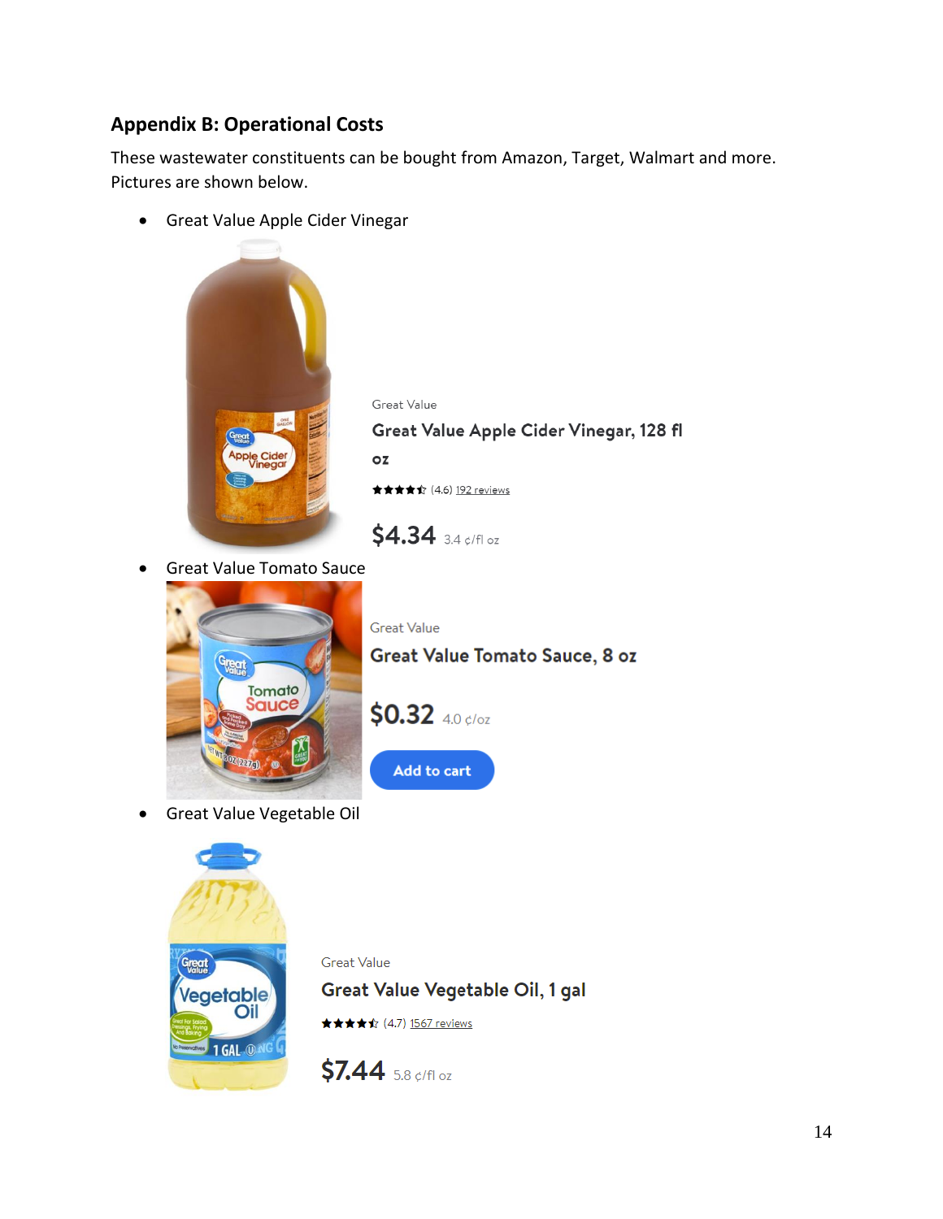## Appendix B: Operational Costs

These wastewater constituents can be bought from Amazon, Target, Walmart and more. Pictures are shown below.

- Great Value Apple Cider Vinegar

Great Value

Great Value Apple Cider Vinegar, 128 fl oz

(4.6) 192 reviews

$4.34 3.4 ¢/fl oz

- Great Value Tomato Sauce

Great Value

Great Value Tomato Sauce, 8 oz

$0.32 4.0 ¢/oz

Add to cart

- Great Value Vegetable Oil

Great Value

Great Value Vegetable Oil, 1 gal

(4.7) 1567 reviews

$7.44 5.8 ¢/fl oz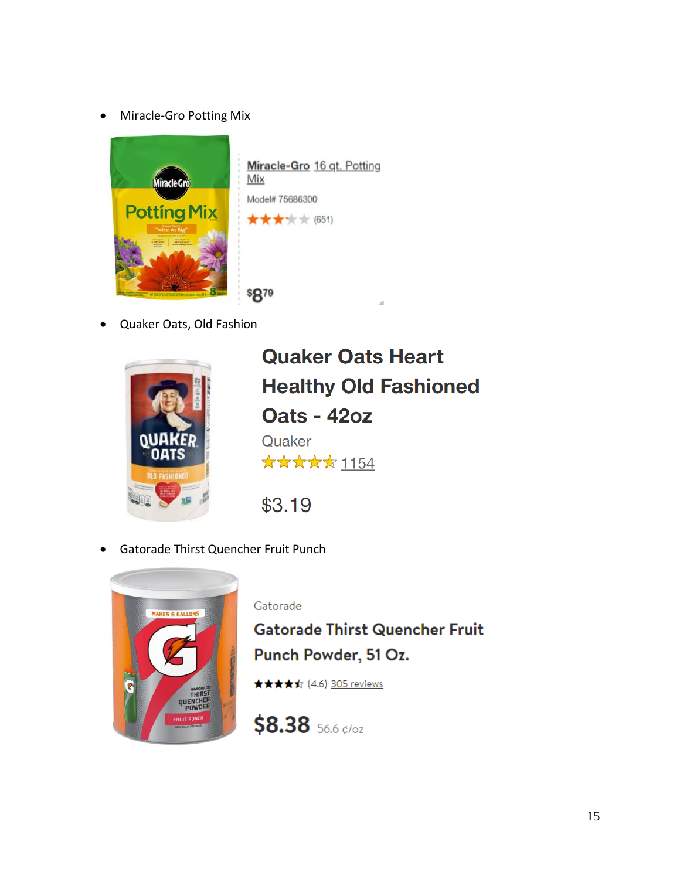- Miracle-Gro Potting Mix

Miracle-Gro 16 qt. Potting Mix

Model# 75686300

(651)

$8.79

- Quaker Oats, Old Fashion

Quaker Oats Heart Healthy Old Fashioned Oats - 42oz

Quaker

1154

$3.19

- Gatorade Thirst Quencher Fruit Punch

Gatorade

Gatorade Thirst Quencher Fruit Punch Powder, 51 Oz.

(4.6) 305 reviews

$8.38 56.6 ¢/oz